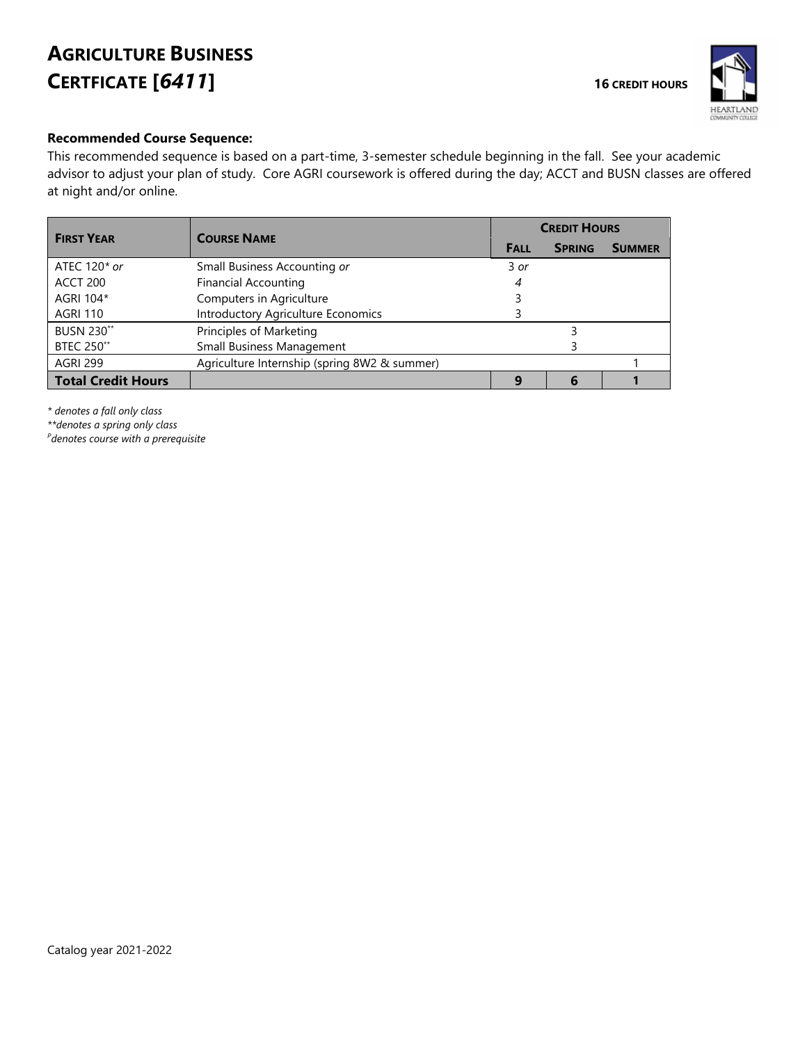# AGRICULTURE BUSINESS CERTFICATE [*6411*]

**16 CREDIT HOURS**

**Recommended Course Sequence:**

This recommended sequence is based on a part-time, 3-semester schedule beginning in the fall. See your academic advisor to adjust your plan of study. Core AGRI coursework is offered during the day; ACCT and BUSN classes are offered at night and/or online.

| FIRST YEAR | COURSE NAME | CREDIT HOURS | | |
|---|---|---|---|---|
| | | FALL | SPRING | SUMMER |
| ATEC 120* *or* | Small Business Accounting *or* | 3 *or* | | |
| ACCT 200 | Financial Accounting | *4* | | |
| AGRI 104* | Computers in Agriculture | 3 | | |
| AGRI 110 | Introductory Agriculture Economics | 3 | | |
| BUSN 230** | Principles of Marketing | | 3 | |
| BTEC 250** | Small Business Management | | 3 | |
| AGRI 299 | Agriculture Internship (spring 8W2 & summer) | | | 1 |
| **Total Credit Hours** | | **9** | **6** | **1** |

*\* denotes a fall only class*

*\*\*denotes a spring only class*

*[P]denotes course with a prerequisite*

Catalog year 2021-2022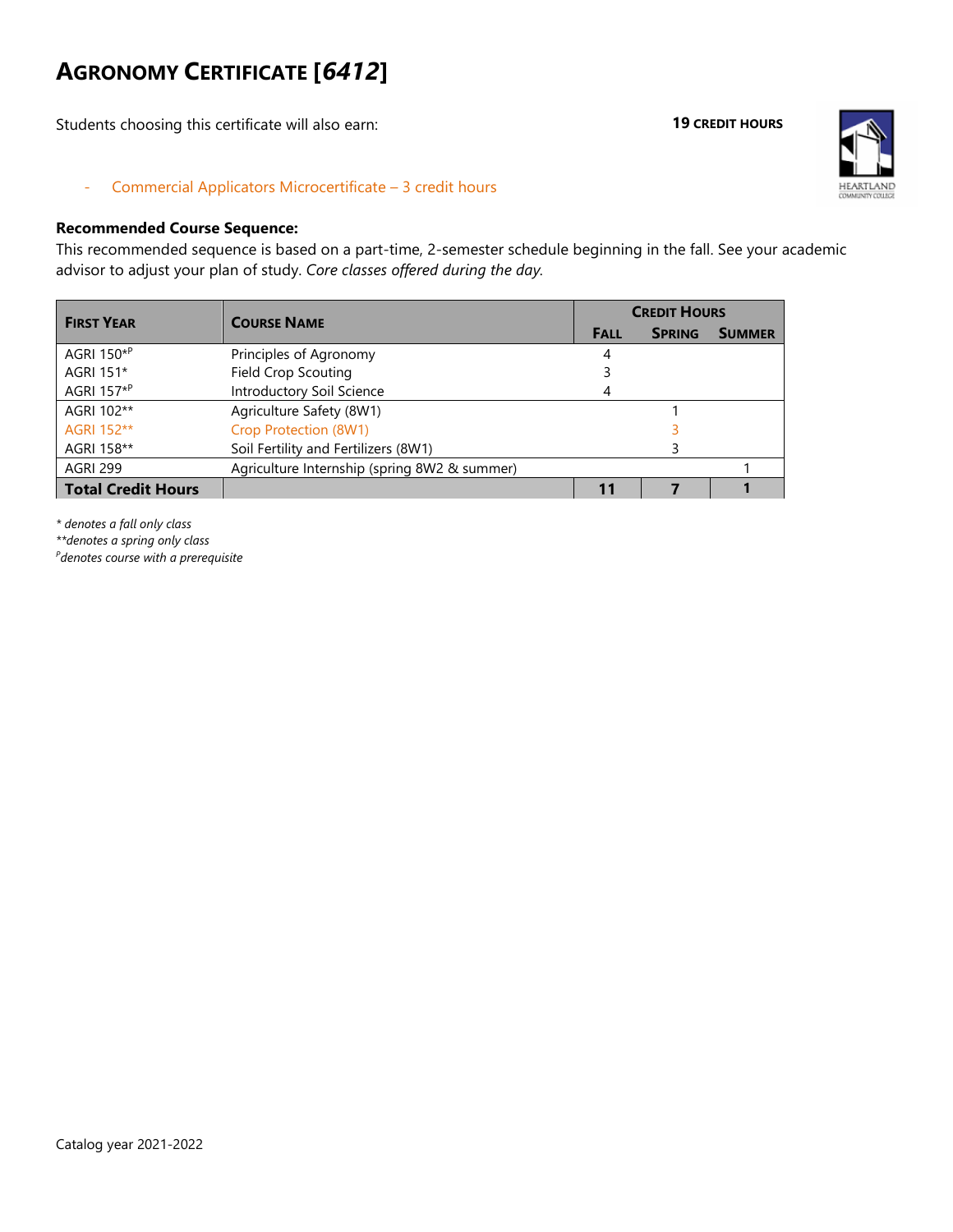# AGRONOMY CERTIFICATE [*6412*]

Students choosing this certificate will also earn:

**19 CREDIT HOURS**

- Commercial Applicators Microcertificate – 3 credit hours

**Recommended Course Sequence:**

This recommended sequence is based on a part-time, 2-semester schedule beginning in the fall. See your academic advisor to adjust your plan of study. *Core classes offered during the day.*

| FIRST YEAR | COURSE NAME | CREDIT HOURS | | |
|---|---|---|---|---|
| | | FALL | SPRING | SUMMER |
| AGRI 150*P | Principles of Agronomy | 4 | | |
| AGRI 151* | Field Crop Scouting | 3 | | |
| AGRI 157*P | Introductory Soil Science | 4 | | |
| AGRI 102** | Agriculture Safety (8W1) | | 1 | |
| AGRI 152** | Crop Protection (8W1) | | 3 | |
| AGRI 158** | Soil Fertility and Fertilizers (8W1) | | 3 | |
| AGRI 299 | Agriculture Internship (spring 8W2 & summer) | | | 1 |
| **Total Credit Hours** | | **11** | **7** | **1** |

*\* denotes a fall only class*
*\*\*denotes a spring only class*
*P denotes course with a prerequisite*

Catalog year 2021-2022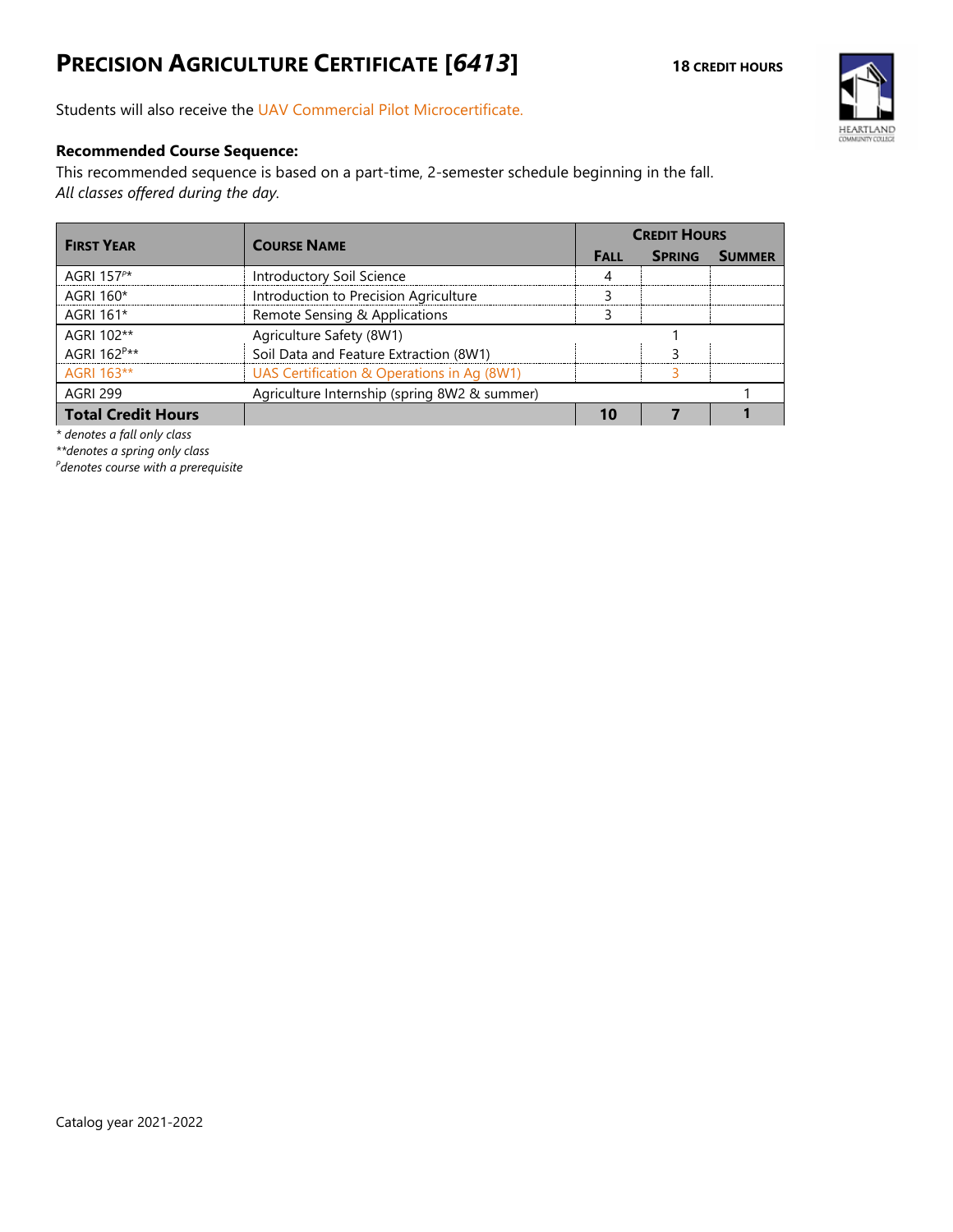# PRECISION AGRICULTURE CERTIFICATE [*6413*]

**18 CREDIT HOURS**

Students will also receive the UAV Commercial Pilot Microcertificate.

**Recommended Course Sequence:**

This recommended sequence is based on a part-time, 2-semester schedule beginning in the fall.
*All classes offered during the day.*

| FIRST YEAR | COURSE NAME | CREDIT HOURS | | |
|---|---|---|---|---|
| | | FALL | SPRING | SUMMER |
| AGRI 157P* | Introductory Soil Science | 4 | | |
| AGRI 160* | Introduction to Precision Agriculture | 3 | | |
| AGRI 161* | Remote Sensing & Applications | 3 | | |
| AGRI 102** | Agriculture Safety (8W1) | | 1 | |
| AGRI 162P** | Soil Data and Feature Extraction (8W1) | | 3 | |
| AGRI 163** | UAS Certification & Operations in Ag (8W1) | | 3 | |
| AGRI 299 | Agriculture Internship (spring 8W2 & summer) | | | 1 |
| **Total Credit Hours** | | **10** | **7** | **1** |

*\* denotes a fall only class*
*\*\*denotes a spring only class*
*P denotes course with a prerequisite*

Catalog year 2021-2022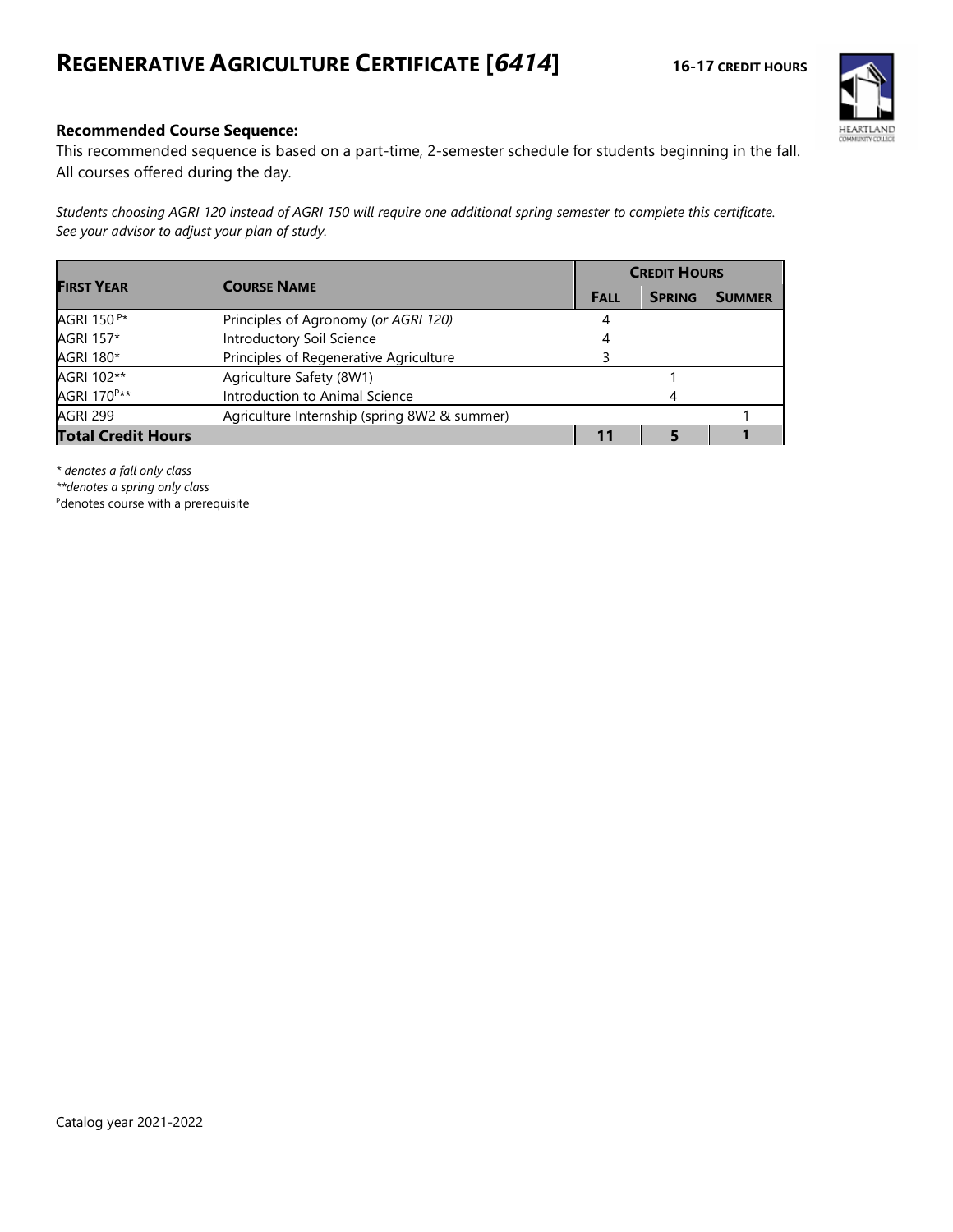# REGENERATIVE AGRICULTURE CERTIFICATE [*6414*]

**16-17 CREDIT HOURS**

**Recommended Course Sequence:**

This recommended sequence is based on a part-time, 2-semester schedule for students beginning in the fall. All courses offered during the day.

*Students choosing AGRI 120 instead of AGRI 150 will require one additional spring semester to complete this certificate. See your advisor to adjust your plan of study.*

| FIRST YEAR | COURSE NAME | CREDIT HOURS | | |
|---|---|---|---|---|
| | | FALL | SPRING | SUMMER |
| AGRI 150 P* | Principles of Agronomy (*or AGRI 120)* | 4 | | |
| AGRI 157* | Introductory Soil Science | 4 | | |
| AGRI 180* | Principles of Regenerative Agriculture | 3 | | |
| AGRI 102** | Agriculture Safety (8W1) | | 1 | |
| AGRI 170P** | Introduction to Animal Science | | 4 | |
| AGRI 299 | Agriculture Internship (spring 8W2 & summer) | | | 1 |
| **Total Credit Hours** | | **11** | **5** | **1** |

*\* denotes a fall only class*

*\*\*denotes a spring only class*

P denotes course with a prerequisite

Catalog year 2021-2022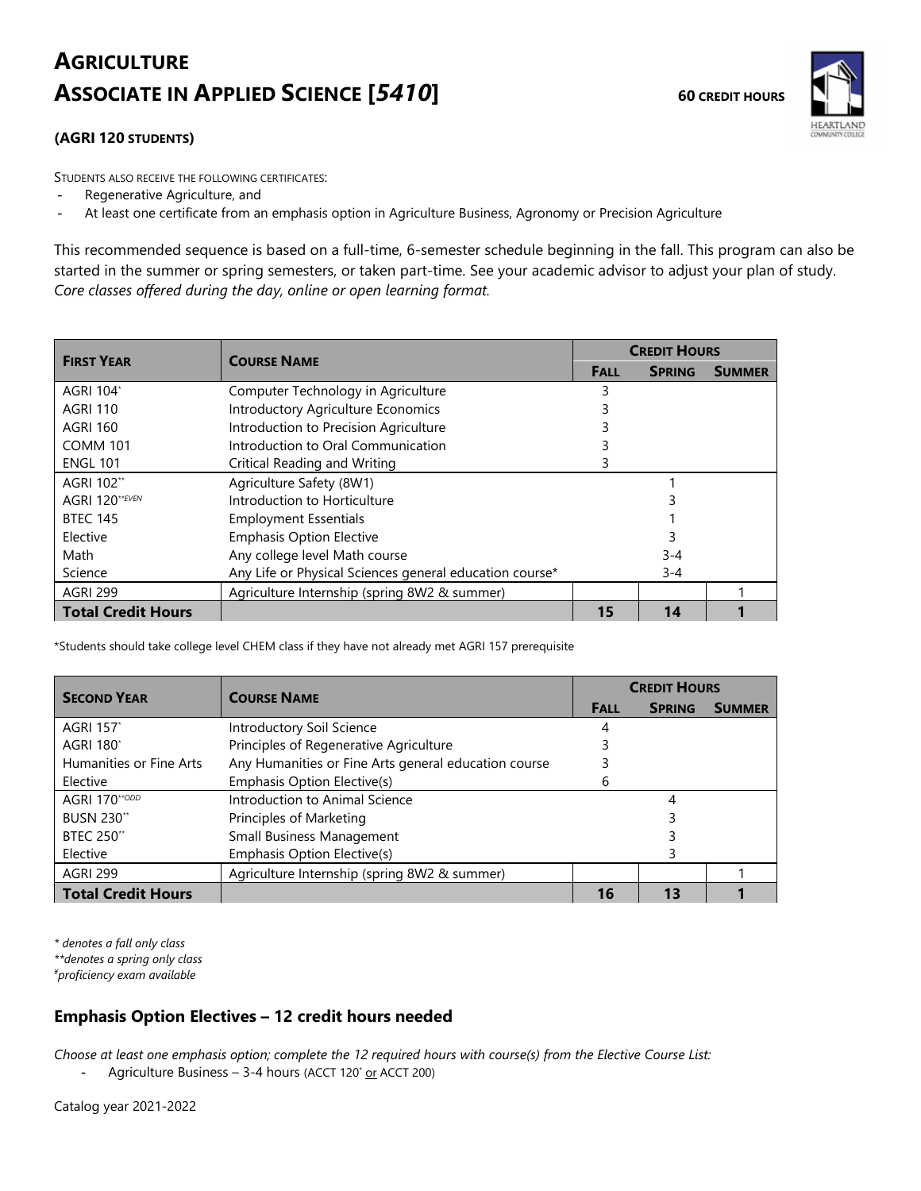# AGRICULTURE
# ASSOCIATE IN APPLIED SCIENCE [*5410*]

**60 CREDIT HOURS**

### (AGRI 120 STUDENTS)

STUDENTS ALSO RECEIVE THE FOLLOWING CERTIFICATES:

- Regenerative Agriculture, and
- At least one certificate from an emphasis option in Agriculture Business, Agronomy or Precision Agriculture

This recommended sequence is based on a full-time, 6-semester schedule beginning in the fall. This program can also be started in the summer or spring semesters, or taken part-time. See your academic advisor to adjust your plan of study. *Core classes offered during the day, online or open learning format.*

| FIRST YEAR | COURSE NAME | CREDIT HOURS | | |
|---|---|---|---|---|
| | | FALL | SPRING | SUMMER |
| AGRI 104* | Computer Technology in Agriculture | 3 | | |
| AGRI 110 | Introductory Agriculture Economics | 3 | | |
| AGRI 160 | Introduction to Precision Agriculture | 3 | | |
| COMM 101 | Introduction to Oral Communication | 3 | | |
| ENGL 101 | Critical Reading and Writing | 3 | | |
| AGRI 102** | Agriculture Safety (8W1) | | 1 | |
| AGRI 120**EVEN | Introduction to Horticulture | | 3 | |
| BTEC 145 | Employment Essentials | | 1 | |
| Elective | Emphasis Option Elective | | 3 | |
| Math | Any college level Math course | | 3-4 | |
| Science | Any Life or Physical Sciences general education course* | | 3-4 | |
| AGRI 299 | Agriculture Internship (spring 8W2 & summer) | | | 1 |
| **Total Credit Hours** | | **15** | **14** | **1** |

*Students should take college level CHEM class if they have not already met AGRI 157 prerequisite

| SECOND YEAR | COURSE NAME | CREDIT HOURS | | |
|---|---|---|---|---|
| | | FALL | SPRING | SUMMER |
| AGRI 157* | Introductory Soil Science | 4 | | |
| AGRI 180* | Principles of Regenerative Agriculture | 3 | | |
| Humanities or Fine Arts | Any Humanities or Fine Arts general education course | 3 | | |
| Elective | Emphasis Option Elective(s) | 6 | | |
| AGRI 170**ODD | Introduction to Animal Science | | 4 | |
| BUSN 230** | Principles of Marketing | | 3 | |
| BTEC 250** | Small Business Management | | 3 | |
| Elective | Emphasis Option Elective(s) | | 3 | |
| AGRI 299 | Agriculture Internship (spring 8W2 & summer) | | | 1 |
| **Total Credit Hours** | | **16** | **13** | **1** |

*\* denotes a fall only class*
*\*\*denotes a spring only class*
*¥proficiency exam available*

## Emphasis Option Electives – 12 credit hours needed

*Choose at least one emphasis option; complete the 12 required hours with course(s) from the Elective Course List:*

- Agriculture Business – 3-4 hours (ACCT 120* or ACCT 200)

Catalog year 2021-2022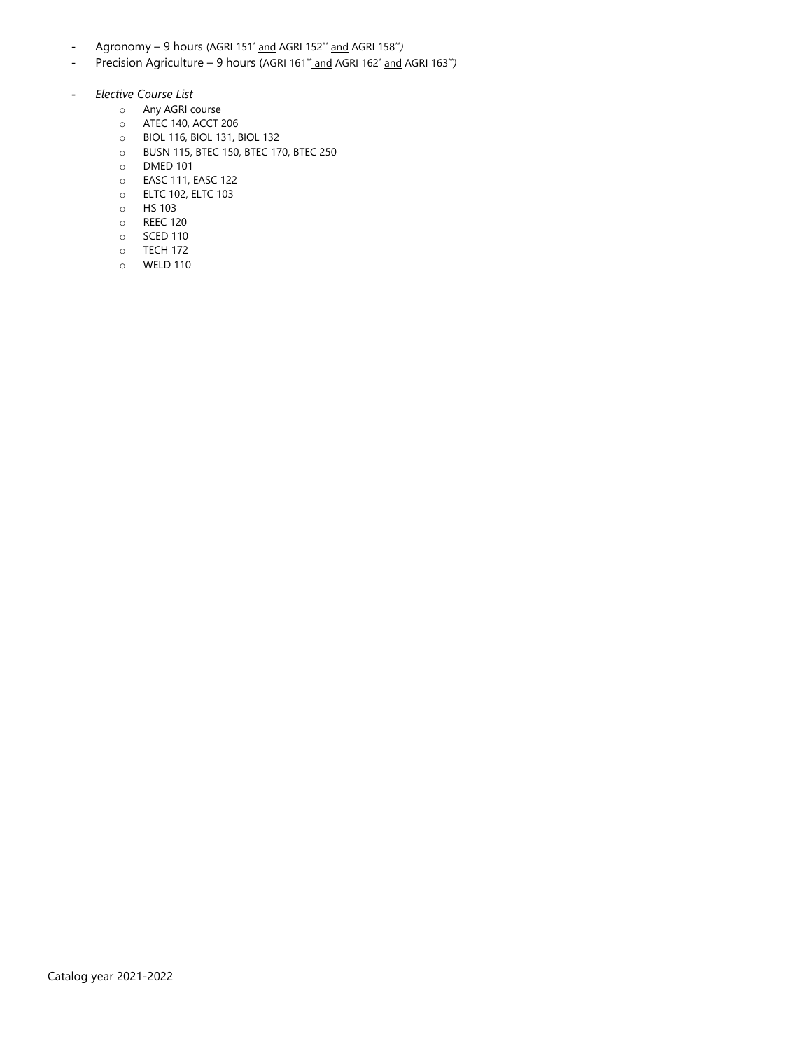- Agronomy – 9 hours (AGRI 151* and AGRI 152** and AGRI 158**)
- Precision Agriculture – 9 hours (AGRI 161** and AGRI 162* and AGRI 163**)

- *Elective Course List*
  - Any AGRI course
  - ATEC 140, ACCT 206
  - BIOL 116, BIOL 131, BIOL 132
  - BUSN 115, BTEC 150, BTEC 170, BTEC 250
  - DMED 101
  - EASC 111, EASC 122
  - ELTC 102, ELTC 103
  - HS 103
  - REEC 120
  - SCED 110
  - TECH 172
  - WELD 110

Catalog year 2021-2022